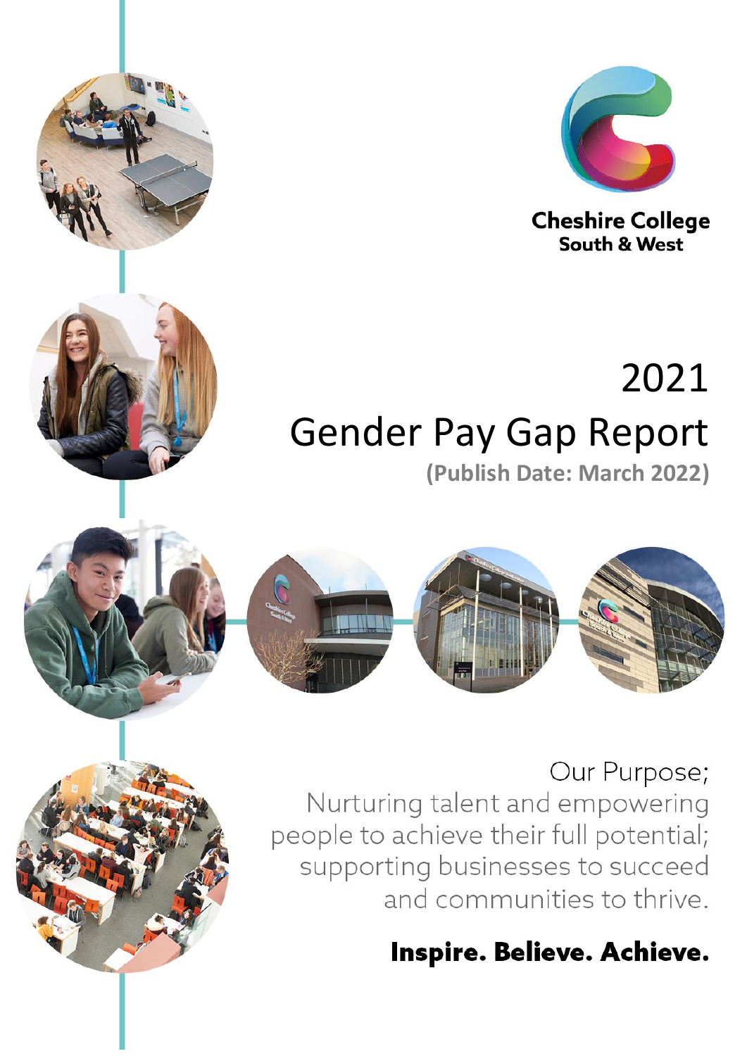Cheshire College
South & West

# 2021
# Gender Pay Gap Report

**(Publish Date: March 2022)**

Our Purpose;
Nurturing talent and empowering people to achieve their full potential; supporting businesses to succeed and communities to thrive.

**Inspire. Believe. Achieve.**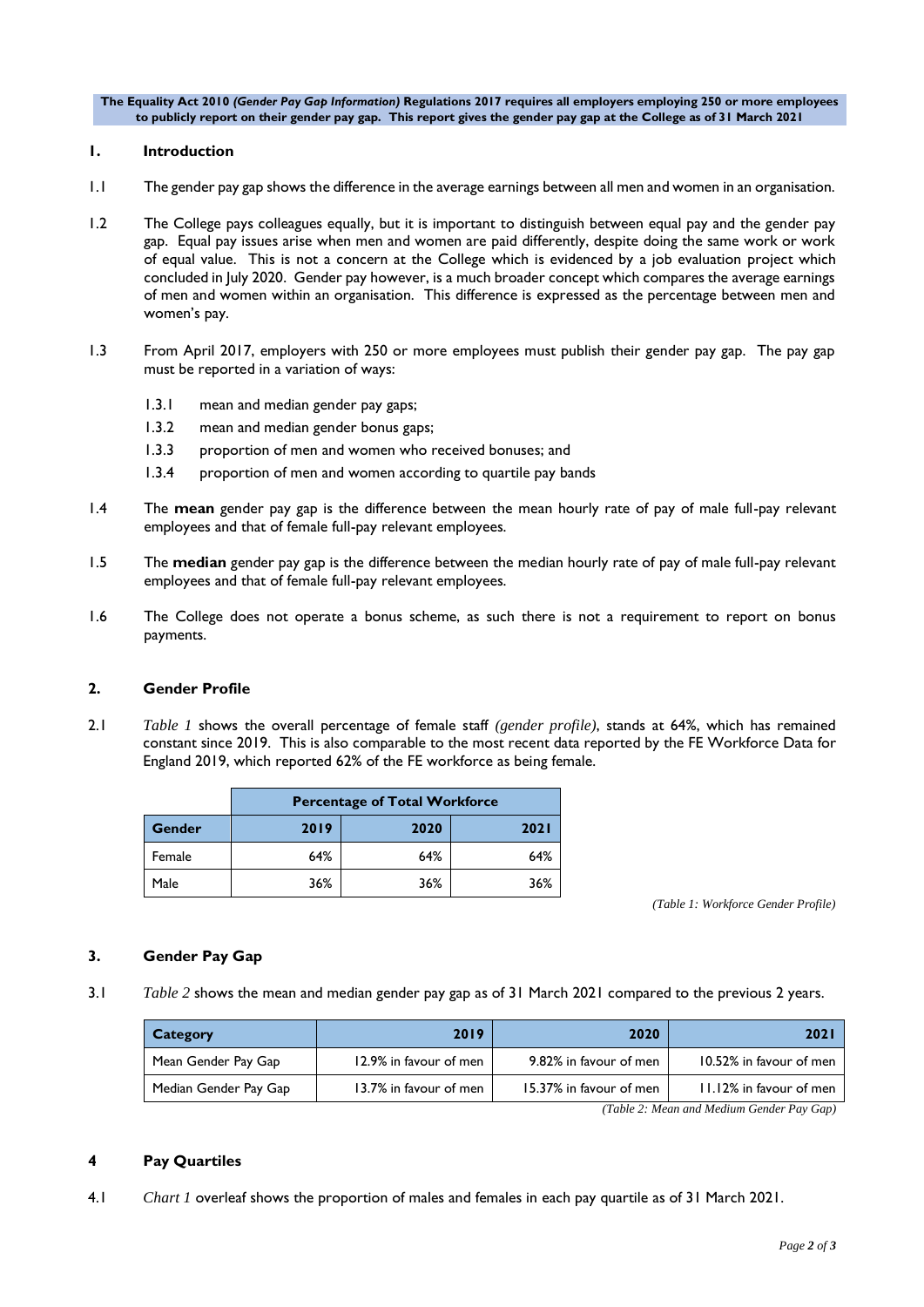**The Equality Act 2010 *(Gender Pay Gap Information)* Regulations 2017 requires all employers employing 250 or more employees to publicly report on their gender pay gap. This report gives the gender pay gap at the College as of 31 March 2021**

## 1. Introduction

1.1 The gender pay gap shows the difference in the average earnings between all men and women in an organisation.

1.2 The College pays colleagues equally, but it is important to distinguish between equal pay and the gender pay gap. Equal pay issues arise when men and women are paid differently, despite doing the same work or work of equal value. This is not a concern at the College which is evidenced by a job evaluation project which concluded in July 2020. Gender pay however, is a much broader concept which compares the average earnings of men and women within an organisation. This difference is expressed as the percentage between men and women's pay.

1.3 From April 2017, employers with 250 or more employees must publish their gender pay gap. The pay gap must be reported in a variation of ways:

- 1.3.1 mean and median gender pay gaps;
- 1.3.2 mean and median gender bonus gaps;
- 1.3.3 proportion of men and women who received bonuses; and
- 1.3.4 proportion of men and women according to quartile pay bands

1.4 The **mean** gender pay gap is the difference between the mean hourly rate of pay of male full-pay relevant employees and that of female full-pay relevant employees.

1.5 The **median** gender pay gap is the difference between the median hourly rate of pay of male full-pay relevant employees and that of female full-pay relevant employees.

1.6 The College does not operate a bonus scheme, as such there is not a requirement to report on bonus payments.

## 2. Gender Profile

2.1 *Table 1* shows the overall percentage of female staff *(gender profile)*, stands at 64%, which has remained constant since 2019. This is also comparable to the most recent data reported by the FE Workforce Data for England 2019, which reported 62% of the FE workforce as being female.

| | Percentage of Total Workforce | | |
|---|---|---|---|
| **Gender** | **2019** | **2020** | **2021** |
| Female | 64% | 64% | 64% |
| Male | 36% | 36% | 36% |

*(Table 1: Workforce Gender Profile)*

## 3. Gender Pay Gap

3.1 *Table 2* shows the mean and median gender pay gap as of 31 March 2021 compared to the previous 2 years.

| Category | 2019 | 2020 | 2021 |
|---|---|---|---|
| Mean Gender Pay Gap | 12.9% in favour of men | 9.82% in favour of men | 10.52% in favour of men |
| Median Gender Pay Gap | 13.7% in favour of men | 15.37% in favour of men | 11.12% in favour of men |

*(Table 2: Mean and Medium Gender Pay Gap)*

## 4 Pay Quartiles

4.1 *Chart 1* overleaf shows the proportion of males and females in each pay quartile as of 31 March 2021.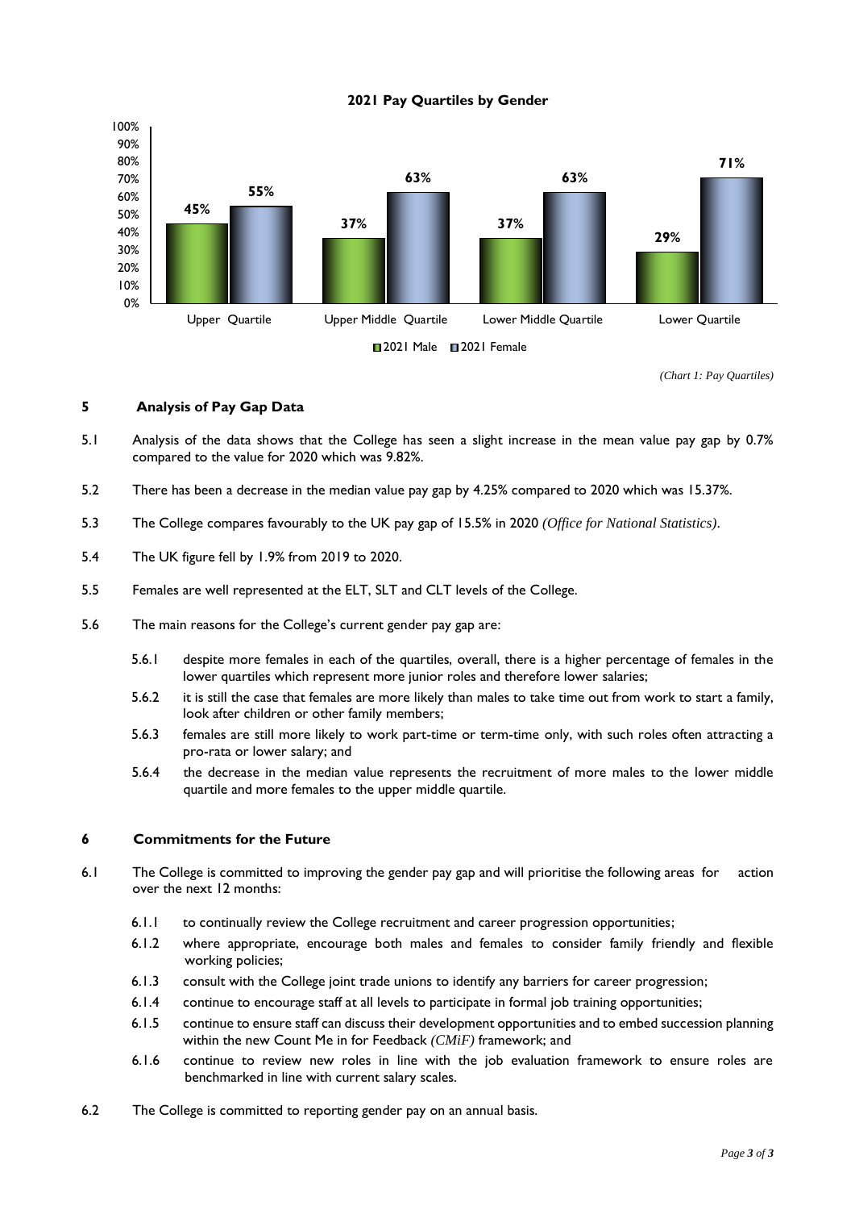**2021 Pay Quartiles by Gender**

100%
90%
80%
70%
60%
50%
40%
30%
20%
10%
0%

45%
55%
37%
63%
37%
63%
29%
71%

Upper Quartile
Upper Middle Quartile
Lower Middle Quartile
Lower Quartile

2021 Male
2021 Female

*(Chart 1: Pay Quartiles)*

## 5 Analysis of Pay Gap Data

5.1 Analysis of the data shows that the College has seen a slight increase in the mean value pay gap by 0.7% compared to the value for 2020 which was 9.82%.

5.2 There has been a decrease in the median value pay gap by 4.25% compared to 2020 which was 15.37%.

5.3 The College compares favourably to the UK pay gap of 15.5% in 2020 *(Office for National Statistics)*.

5.4 The UK figure fell by 1.9% from 2019 to 2020.

5.5 Females are well represented at the ELT, SLT and CLT levels of the College.

5.6 The main reasons for the College's current gender pay gap are:

5.6.1 despite more females in each of the quartiles, overall, there is a higher percentage of females in the lower quartiles which represent more junior roles and therefore lower salaries;

5.6.2 it is still the case that females are more likely than males to take time out from work to start a family, look after children or other family members;

5.6.3 females are still more likely to work part-time or term-time only, with such roles often attracting a pro-rata or lower salary; and

5.6.4 the decrease in the median value represents the recruitment of more males to the lower middle quartile and more females to the upper middle quartile.

## 6 Commitments for the Future

6.1 The College is committed to improving the gender pay gap and will prioritise the following areas for action over the next 12 months:

6.1.1 to continually review the College recruitment and career progression opportunities;

6.1.2 where appropriate, encourage both males and females to consider family friendly and flexible working policies;

6.1.3 consult with the College joint trade unions to identify any barriers for career progression;

6.1.4 continue to encourage staff at all levels to participate in formal job training opportunities;

6.1.5 continue to ensure staff can discuss their development opportunities and to embed succession planning within the new Count Me in for Feedback *(CMiF)* framework; and

6.1.6 continue to review new roles in line with the job evaluation framework to ensure roles are benchmarked in line with current salary scales.

6.2 The College is committed to reporting gender pay on an annual basis.